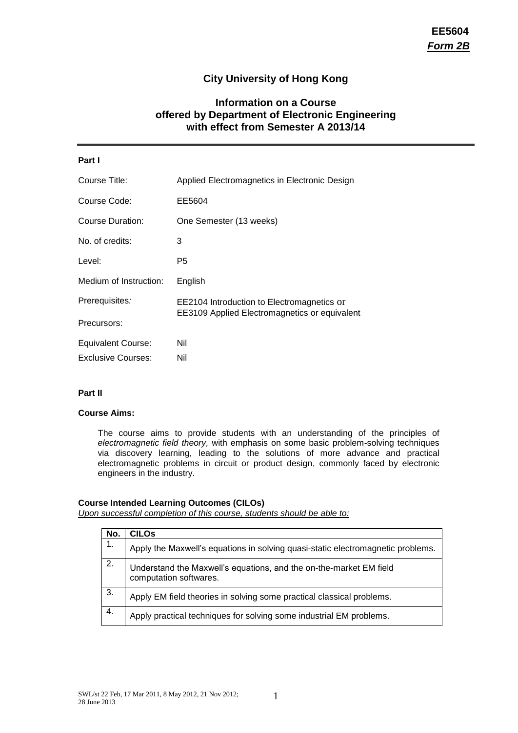**EE5604**
***Form 2B***

# City University of Hong Kong

## Information on a Course offered by Department of Electronic Engineering with effect from Semester A 2013/14

---

### Part I

| | |
|---|---|
| Course Title: | Applied Electromagnetics in Electronic Design |
| Course Code: | EE5604 |
| Course Duration: | One Semester (13 weeks) |
| No. of credits: | 3 |
| Level: | P5 |
| Medium of Instruction: | English |
| Prerequisites: | EE2104 Introduction to Electromagnetics or EE3109 Applied Electromagnetics or equivalent |
| Precursors: | |
| Equivalent Course: | Nil |
| Exclusive Courses: | Nil |

### Part II

**Course Aims:**

The course aims to provide students with an understanding of the principles of *electromagnetic field theory,* with emphasis on some basic problem-solving techniques via discovery learning, leading to the solutions of more advance and practical electromagnetic problems in circuit or product design, commonly faced by electronic engineers in the industry.

**Course Intended Learning Outcomes (CILOs)**
*Upon successful completion of this course, students should be able to:*

| No. | CILOs |
|---|---|
| 1. | Apply the Maxwell's equations in solving quasi-static electromagnetic problems. |
| 2. | Understand the Maxwell's equations, and the on-the-market EM field computation softwares. |
| 3. | Apply EM field theories in solving some practical classical problems. |
| 4. | Apply practical techniques for solving some industrial EM problems. |

SWL/st 22 Feb, 17 Mar 2011, 8 May 2012, 21 Nov 2012; 28 June 2013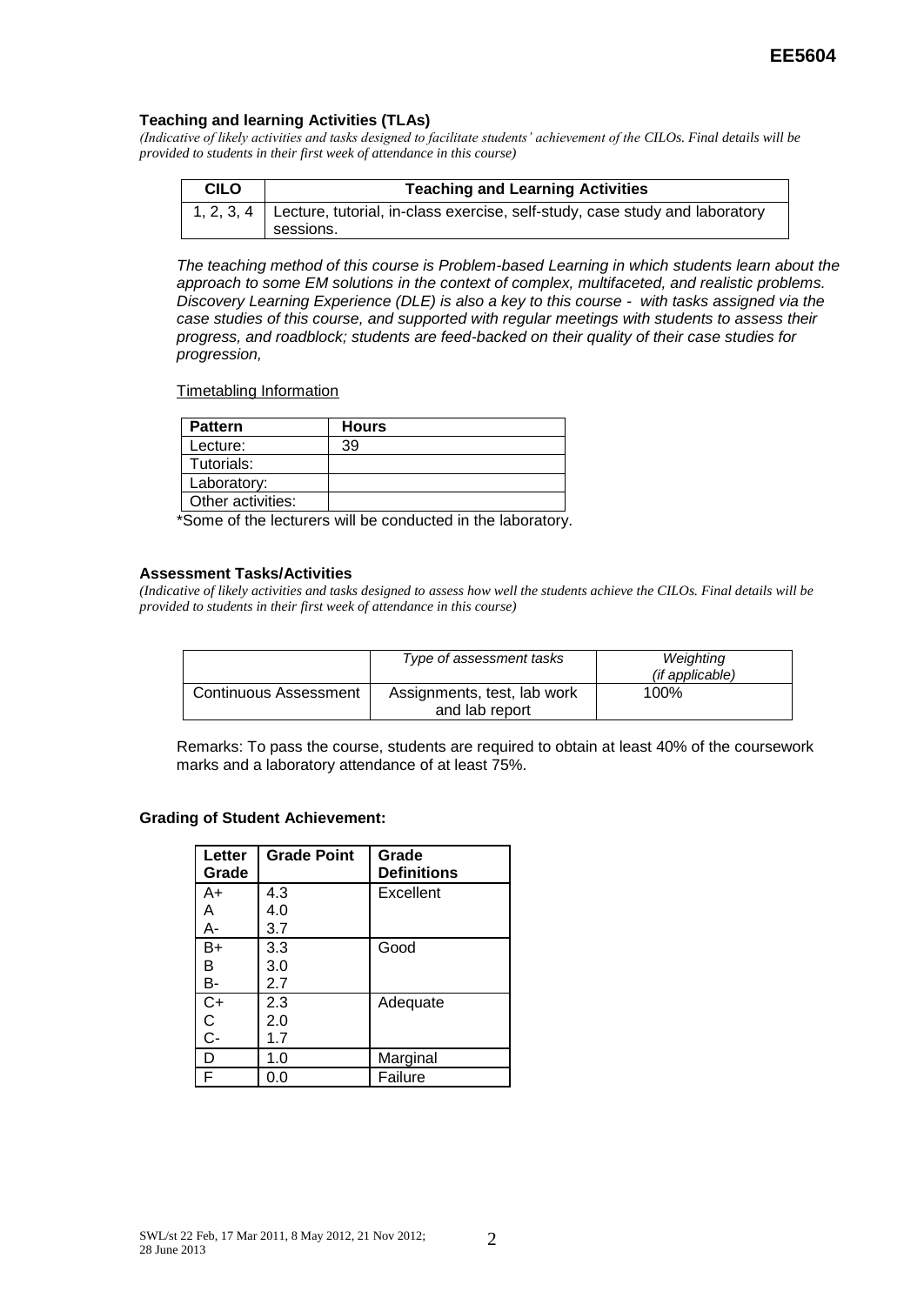#### Teaching and learning Activities (TLAs)

*(Indicative of likely activities and tasks designed to facilitate students' achievement of the CILOs. Final details will be provided to students in their first week of attendance in this course)*

| CILO | Teaching and Learning Activities |
|---|---|
| 1, 2, 3, 4 | Lecture, tutorial, in-class exercise, self-study, case study and laboratory sessions. |

*The teaching method of this course is Problem-based Learning in which students learn about the approach to some EM solutions in the context of complex, multifaceted, and realistic problems. Discovery Learning Experience (DLE) is also a key to this course - with tasks assigned via the case studies of this course, and supported with regular meetings with students to assess their progress, and roadblock; students are feed-backed on their quality of their case studies for progression,*

Timetabling Information

| Pattern | Hours |
|---|---|
| Lecture: | 39 |
| Tutorials: | |
| Laboratory: | |
| Other activities: | |

*Some of the lecturers will be conducted in the laboratory.

#### Assessment Tasks/Activities

*(Indicative of likely activities and tasks designed to assess how well the students achieve the CILOs. Final details will be provided to students in their first week of attendance in this course)*

| | *Type of assessment tasks* | *Weighting (if applicable)* |
|---|---|---|
| Continuous Assessment | Assignments, test, lab work and lab report | 100% |

Remarks: To pass the course, students are required to obtain at least 40% of the coursework marks and a laboratory attendance of at least 75%.

#### Grading of Student Achievement:

| Letter Grade | Grade Point | Grade Definitions |
|---|---|---|
| A+<br>A<br>A- | 4.3<br>4.0<br>3.7 | Excellent |
| B+<br>B<br>B- | 3.3<br>3.0<br>2.7 | Good |
| C+<br>C<br>C- | 2.3<br>2.0<br>1.7 | Adequate |
| D | 1.0 | Marginal |
| F | 0.0 | Failure |

SWL/st 22 Feb, 17 Mar 2011, 8 May 2012, 21 Nov 2012; 28 June 2013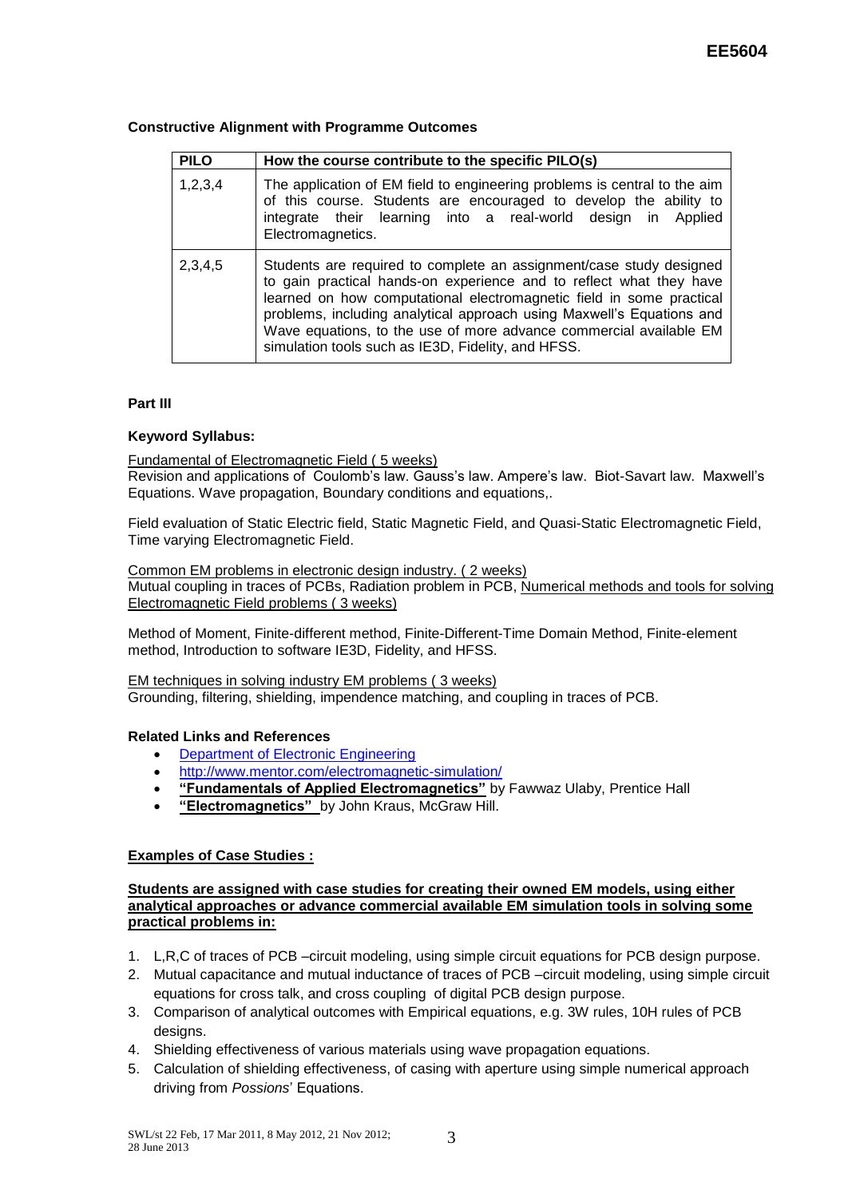### Constructive Alignment with Programme Outcomes

| PILO | How the course contribute to the specific PILO(s) |
|---|---|
| 1,2,3,4 | The application of EM field to engineering problems is central to the aim of this course. Students are encouraged to develop the ability to integrate their learning into a real-world design in Applied Electromagnetics. |
| 2,3,4,5 | Students are required to complete an assignment/case study designed to gain practical hands-on experience and to reflect what they have learned on how computational electromagnetic field in some practical problems, including analytical approach using Maxwell's Equations and Wave equations, to the use of more advance commercial available EM simulation tools such as IE3D, Fidelity, and HFSS. |

### Part III

### Keyword Syllabus:

Fundamental of Electromagnetic Field ( 5 weeks)
Revision and applications of Coulomb's law. Gauss's law. Ampere's law. Biot-Savart law. Maxwell's Equations. Wave propagation, Boundary conditions and equations,.

Field evaluation of Static Electric field, Static Magnetic Field, and Quasi-Static Electromagnetic Field, Time varying Electromagnetic Field.

Common EM problems in electronic design industry. ( 2 weeks)
Mutual coupling in traces of PCBs, Radiation problem in PCB, Numerical methods and tools for solving Electromagnetic Field problems ( 3 weeks)

Method of Moment, Finite-different method, Finite-Different-Time Domain Method, Finite-element method, Introduction to software IE3D, Fidelity, and HFSS.

EM techniques in solving industry EM problems ( 3 weeks)
Grounding, filtering, shielding, impendence matching, and coupling in traces of PCB.

### Related Links and References

- Department of Electronic Engineering
- http://www.mentor.com/electromagnetic-simulation/
- **"Fundamentals of Applied Electromagnetics"** by Fawwaz Ulaby, Prentice Hall
- **"Electromagnetics"** by John Kraus, McGraw Hill.

### Examples of Case Studies :

**Students are assigned with case studies for creating their owned EM models, using either analytical approaches or advance commercial available EM simulation tools in solving some practical problems in:**

1. L,R,C of traces of PCB –circuit modeling, using simple circuit equations for PCB design purpose.
2. Mutual capacitance and mutual inductance of traces of PCB –circuit modeling, using simple circuit equations for cross talk, and cross coupling of digital PCB design purpose.
3. Comparison of analytical outcomes with Empirical equations, e.g. 3W rules, 10H rules of PCB designs.
4. Shielding effectiveness of various materials using wave propagation equations.
5. Calculation of shielding effectiveness, of casing with aperture using simple numerical approach driving from *Possions*' Equations.

SWL/st 22 Feb, 17 Mar 2011, 8 May 2012, 21 Nov 2012; 28 June 2013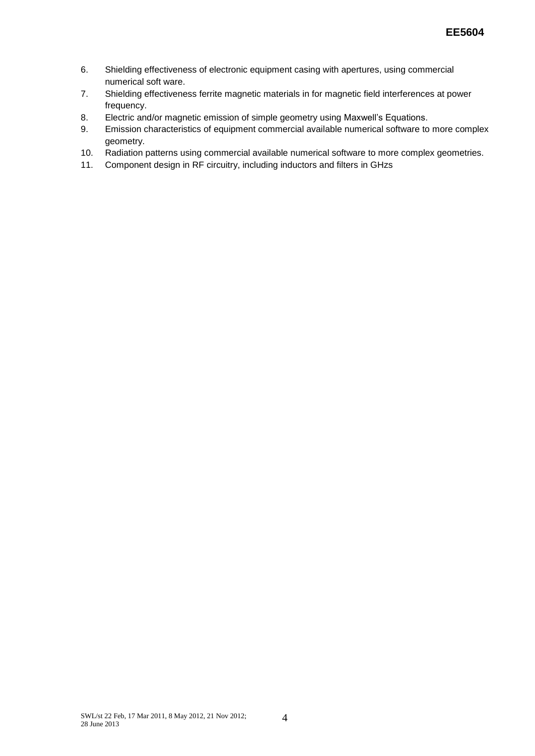6. Shielding effectiveness of electronic equipment casing with apertures, using commercial numerical soft ware.
7. Shielding effectiveness ferrite magnetic materials in for magnetic field interferences at power frequency.
8. Electric and/or magnetic emission of simple geometry using Maxwell's Equations.
9. Emission characteristics of equipment commercial available numerical software to more complex geometry.
10. Radiation patterns using commercial available numerical software to more complex geometries.
11. Component design in RF circuitry, including inductors and filters in GHzs

SWL/st 22 Feb, 17 Mar 2011, 8 May 2012, 21 Nov 2012; 28 June 2013